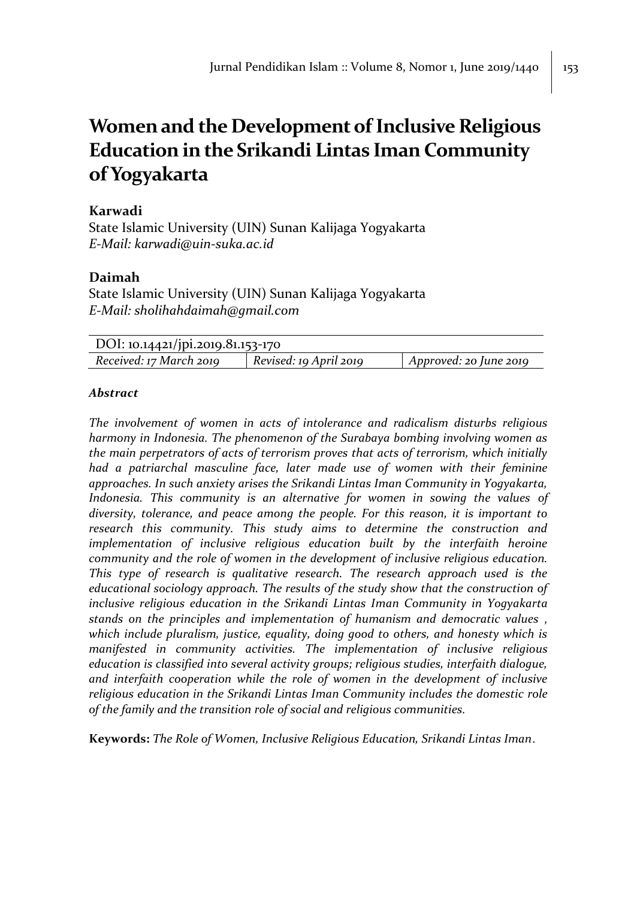# Women and the Development of Inclusive Religious Education in the Srikandi Lintas Iman Community of Yogyakarta

**Karwadi**
State Islamic University (UIN) Sunan Kalijaga Yogyakarta
*E-Mail: karwadi@uin-suka.ac.id*

**Daimah**
State Islamic University (UIN) Sunan Kalijaga Yogyakarta
*E-Mail: sholihahdaimah@gmail.com*

| DOI: 10.14421/jpi.2019.81.153-170 | | |
|---|---|---|
| *Received: 17 March 2019* | *Revised: 19 April 2019* | *Approved: 20 June 2019* |

### *Abstract*

*The involvement of women in acts of intolerance and radicalism disturbs religious harmony in Indonesia. The phenomenon of the Surabaya bombing involving women as the main perpetrators of acts of terrorism proves that acts of terrorism, which initially had a patriarchal masculine face, later made use of women with their feminine approaches. In such anxiety arises the Srikandi Lintas Iman Community in Yogyakarta, Indonesia. This community is an alternative for women in sowing the values of diversity, tolerance, and peace among the people. For this reason, it is important to research this community. This study aims to determine the construction and implementation of inclusive religious education built by the interfaith heroine community and the role of women in the development of inclusive religious education. This type of research is qualitative research. The research approach used is the educational sociology approach. The results of the study show that the construction of inclusive religious education in the Srikandi Lintas Iman Community in Yogyakarta stands on the principles and implementation of humanism and democratic values , which include pluralism, justice, equality, doing good to others, and honesty which is manifested in community activities. The implementation of inclusive religious education is classified into several activity groups; religious studies, interfaith dialogue, and interfaith cooperation while the role of women in the development of inclusive religious education in the Srikandi Lintas Iman Community includes the domestic role of the family and the transition role of social and religious communities.*

**Keywords:** *The Role of Women, Inclusive Religious Education, Srikandi Lintas Iman*.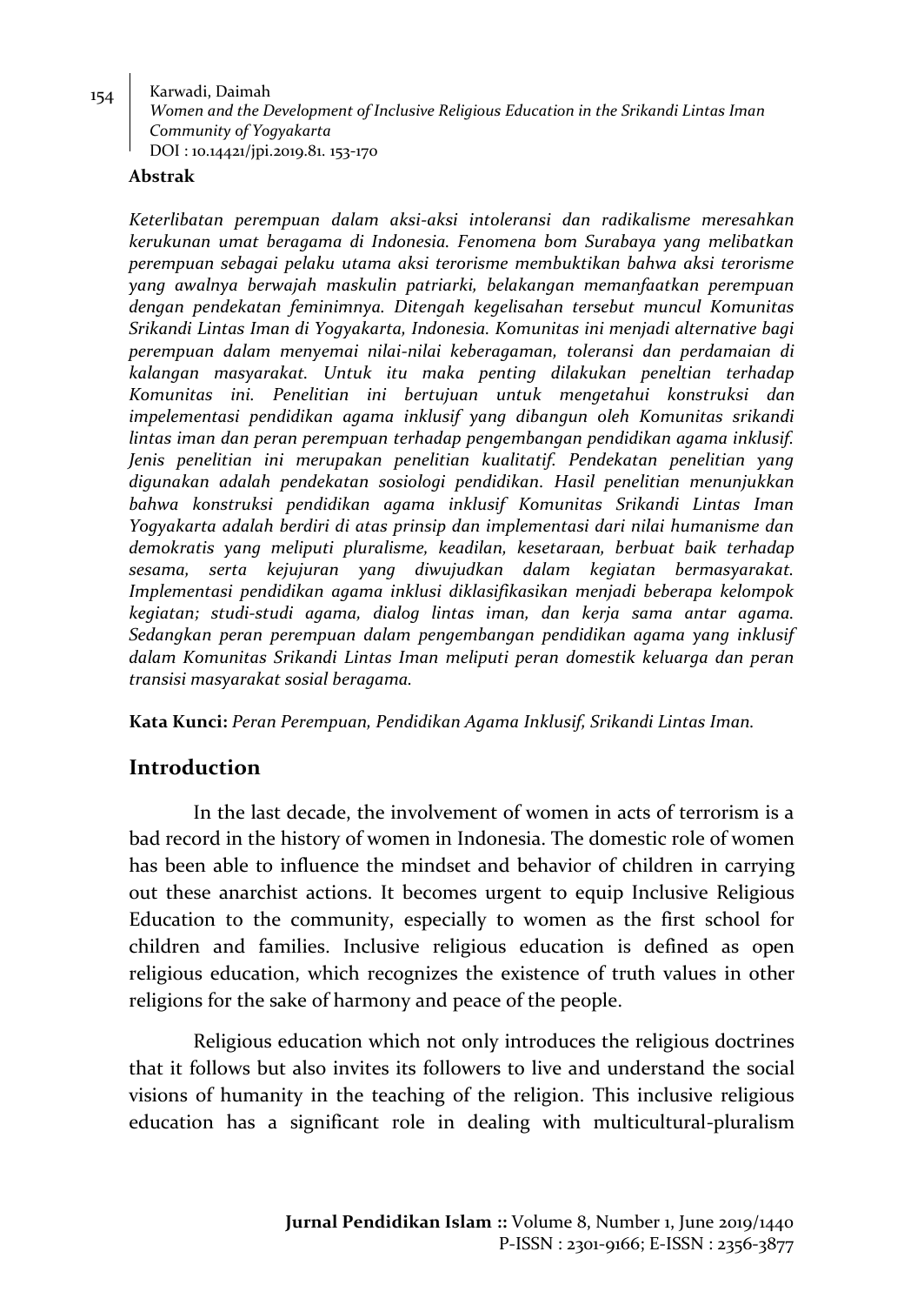**Abstrak**

*Keterlibatan perempuan dalam aksi-aksi intoleransi dan radikalisme meresahkan kerukunan umat beragama di Indonesia. Fenomena bom Surabaya yang melibatkan perempuan sebagai pelaku utama aksi terorisme membuktikan bahwa aksi terorisme yang awalnya berwajah maskulin patriarki, belakangan memanfaatkan perempuan dengan pendekatan feminimnya. Ditengah kegelisahan tersebut muncul Komunitas Srikandi Lintas Iman di Yogyakarta, Indonesia. Komunitas ini menjadi alternative bagi perempuan dalam menyemai nilai-nilai keberagaman, toleransi dan perdamaian di kalangan masyarakat. Untuk itu maka penting dilakukan peneltian terhadap Komunitas ini. Penelitian ini bertujuan untuk mengetahui konstruksi dan impelementasi pendidikan agama inklusif yang dibangun oleh Komunitas srikandi lintas iman dan peran perempuan terhadap pengembangan pendidikan agama inklusif. Jenis penelitian ini merupakan penelitian kualitatif. Pendekatan penelitian yang digunakan adalah pendekatan sosiologi pendidikan. Hasil penelitian menunjukkan bahwa konstruksi pendidikan agama inklusif Komunitas Srikandi Lintas Iman Yogyakarta adalah berdiri di atas prinsip dan implementasi dari nilai humanisme dan demokratis yang meliputi pluralisme, keadilan, kesetaraan, berbuat baik terhadap sesama, serta kejujuran yang diwujudkan dalam kegiatan bermasyarakat. Implementasi pendidikan agama inklusi diklasifikasikan menjadi beberapa kelompok kegiatan; studi-studi agama, dialog lintas iman, dan kerja sama antar agama. Sedangkan peran perempuan dalam pengembangan pendidikan agama yang inklusif dalam Komunitas Srikandi Lintas Iman meliputi peran domestik keluarga dan peran transisi masyarakat sosial beragama.*

**Kata Kunci:** *Peran Perempuan, Pendidikan Agama Inklusif, Srikandi Lintas Iman.*

## Introduction

In the last decade, the involvement of women in acts of terrorism is a bad record in the history of women in Indonesia. The domestic role of women has been able to influence the mindset and behavior of children in carrying out these anarchist actions. It becomes urgent to equip Inclusive Religious Education to the community, especially to women as the first school for children and families. Inclusive religious education is defined as open religious education, which recognizes the existence of truth values in other religions for the sake of harmony and peace of the people.

Religious education which not only introduces the religious doctrines that it follows but also invites its followers to live and understand the social visions of humanity in the teaching of the religion. This inclusive religious education has a significant role in dealing with multicultural-pluralism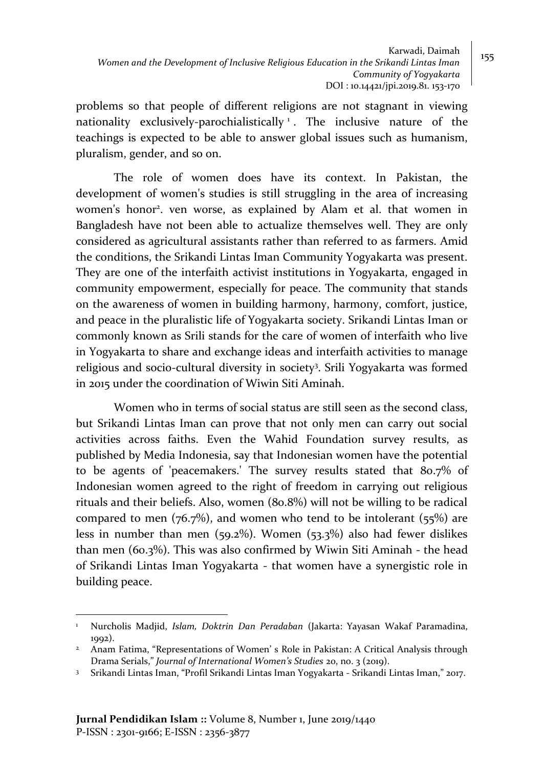problems so that people of different religions are not stagnant in viewing nationality exclusively-parochialistically [1]. The inclusive nature of the teachings is expected to be able to answer global issues such as humanism, pluralism, gender, and so on.

The role of women does have its context. In Pakistan, the development of women's studies is still struggling in the area of increasing women's honor[2]. ven worse, as explained by Alam et al. that women in Bangladesh have not been able to actualize themselves well. They are only considered as agricultural assistants rather than referred to as farmers. Amid the conditions, the Srikandi Lintas Iman Community Yogyakarta was present. They are one of the interfaith activist institutions in Yogyakarta, engaged in community empowerment, especially for peace. The community that stands on the awareness of women in building harmony, harmony, comfort, justice, and peace in the pluralistic life of Yogyakarta society. Srikandi Lintas Iman or commonly known as Srili stands for the care of women of interfaith who live in Yogyakarta to share and exchange ideas and interfaith activities to manage religious and socio-cultural diversity in society[3]. Srili Yogyakarta was formed in 2015 under the coordination of Wiwin Siti Aminah.

Women who in terms of social status are still seen as the second class, but Srikandi Lintas Iman can prove that not only men can carry out social activities across faiths. Even the Wahid Foundation survey results, as published by Media Indonesia, say that Indonesian women have the potential to be agents of 'peacemakers.' The survey results stated that 80.7% of Indonesian women agreed to the right of freedom in carrying out religious rituals and their beliefs. Also, women (80.8%) will not be willing to be radical compared to men (76.7%), and women who tend to be intolerant (55%) are less in number than men (59.2%). Women (53.3%) also had fewer dislikes than men (60.3%). This was also confirmed by Wiwin Siti Aminah - the head of Srikandi Lintas Iman Yogyakarta - that women have a synergistic role in building peace.

---

[1] Nurcholis Madjid, *Islam, Doktrin Dan Peradaban* (Jakarta: Yayasan Wakaf Paramadina, 1992).

[2] Anam Fatima, "Representations of Women' s Role in Pakistan: A Critical Analysis through Drama Serials," *Journal of International Women's Studies* 20, no. 3 (2019).

[3] Srikandi Lintas Iman, "Profil Srikandi Lintas Iman Yogyakarta - Srikandi Lintas Iman," 2017.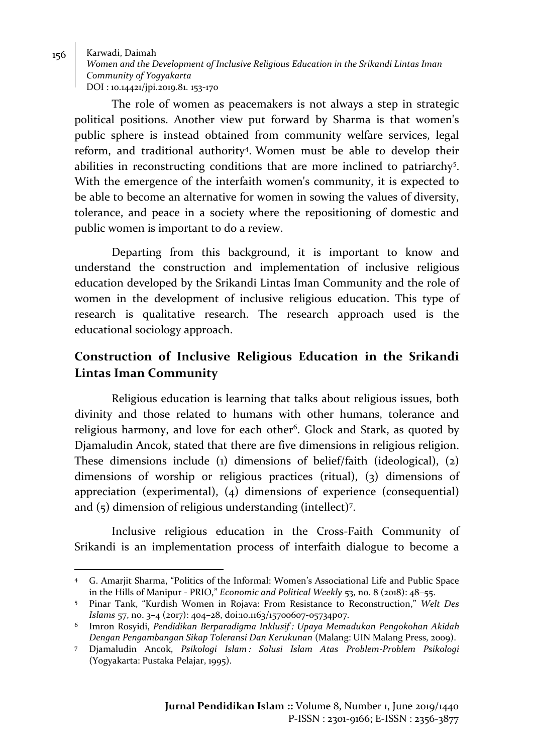The role of women as peacemakers is not always a step in strategic political positions. Another view put forward by Sharma is that women's public sphere is instead obtained from community welfare services, legal reform, and traditional authority[4]. Women must be able to develop their abilities in reconstructing conditions that are more inclined to patriarchy[5]. With the emergence of the interfaith women's community, it is expected to be able to become an alternative for women in sowing the values of diversity, tolerance, and peace in a society where the repositioning of domestic and public women is important to do a review.

Departing from this background, it is important to know and understand the construction and implementation of inclusive religious education developed by the Srikandi Lintas Iman Community and the role of women in the development of inclusive religious education. This type of research is qualitative research. The research approach used is the educational sociology approach.

## Construction of Inclusive Religious Education in the Srikandi Lintas Iman Community

Religious education is learning that talks about religious issues, both divinity and those related to humans with other humans, tolerance and religious harmony, and love for each other[6]. Glock and Stark, as quoted by Djamaludin Ancok, stated that there are five dimensions in religious religion. These dimensions include (1) dimensions of belief/faith (ideological), (2) dimensions of worship or religious practices (ritual), (3) dimensions of appreciation (experimental), (4) dimensions of experience (consequential) and (5) dimension of religious understanding (intellect)[7].

Inclusive religious education in the Cross-Faith Community of Srikandi is an implementation process of interfaith dialogue to become a

---

[4] G. Amarjit Sharma, "Politics of the Informal: Women's Associational Life and Public Space in the Hills of Manipur - PRIO," *Economic and Political Weekly* 53, no. 8 (2018): 48–55.

[5] Pinar Tank, "Kurdish Women in Rojava: From Resistance to Reconstruction," *Welt Des Islams* 57, no. 3–4 (2017): 404–28, doi:10.1163/15700607-05734p07.

[6] Imron Rosyidi, *Pendidikan Berparadigma Inklusif : Upaya Memadukan Pengokohan Akidah Dengan Pengambangan Sikap Toleransi Dan Kerukunan* (Malang: UIN Malang Press, 2009).

[7] Djamaludin Ancok, *Psikologi Islam : Solusi Islam Atas Problem-Problem Psikologi* (Yogyakarta: Pustaka Pelajar, 1995).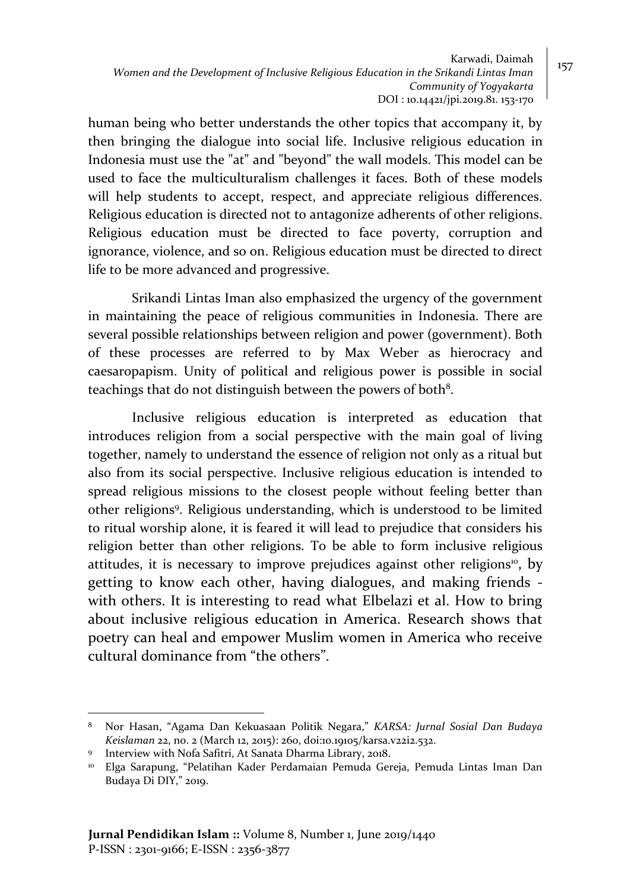human being who better understands the other topics that accompany it, by then bringing the dialogue into social life. Inclusive religious education in Indonesia must use the "at" and "beyond" the wall models. This model can be used to face the multiculturalism challenges it faces. Both of these models will help students to accept, respect, and appreciate religious differences. Religious education is directed not to antagonize adherents of other religions. Religious education must be directed to face poverty, corruption and ignorance, violence, and so on. Religious education must be directed to direct life to be more advanced and progressive.

Srikandi Lintas Iman also emphasized the urgency of the government in maintaining the peace of religious communities in Indonesia. There are several possible relationships between religion and power (government). Both of these processes are referred to by Max Weber as hierocracy and caesaropapism. Unity of political and religious power is possible in social teachings that do not distinguish between the powers of both[8].

Inclusive religious education is interpreted as education that introduces religion from a social perspective with the main goal of living together, namely to understand the essence of religion not only as a ritual but also from its social perspective. Inclusive religious education is intended to spread religious missions to the closest people without feeling better than other religions[9]. Religious understanding, which is understood to be limited to ritual worship alone, it is feared it will lead to prejudice that considers his religion better than other religions. To be able to form inclusive religious attitudes, it is necessary to improve prejudices against other religions[10], by getting to know each other, having dialogues, and making friends - with others. It is interesting to read what Elbelazi et al. How to bring about inclusive religious education in America. Research shows that poetry can heal and empower Muslim women in America who receive cultural dominance from "the others".

---

[8] Nor Hasan, "Agama Dan Kekuasaan Politik Negara," *KARSA: Jurnal Sosial Dan Budaya Keislaman* 22, no. 2 (March 12, 2015): 260, doi:10.19105/karsa.v22i2.532.

[9] Interview with Nofa Safitri, At Sanata Dharma Library, 2018.

[10] Elga Sarapung, "Pelatihan Kader Perdamaian Pemuda Gereja, Pemuda Lintas Iman Dan Budaya Di DIY," 2019.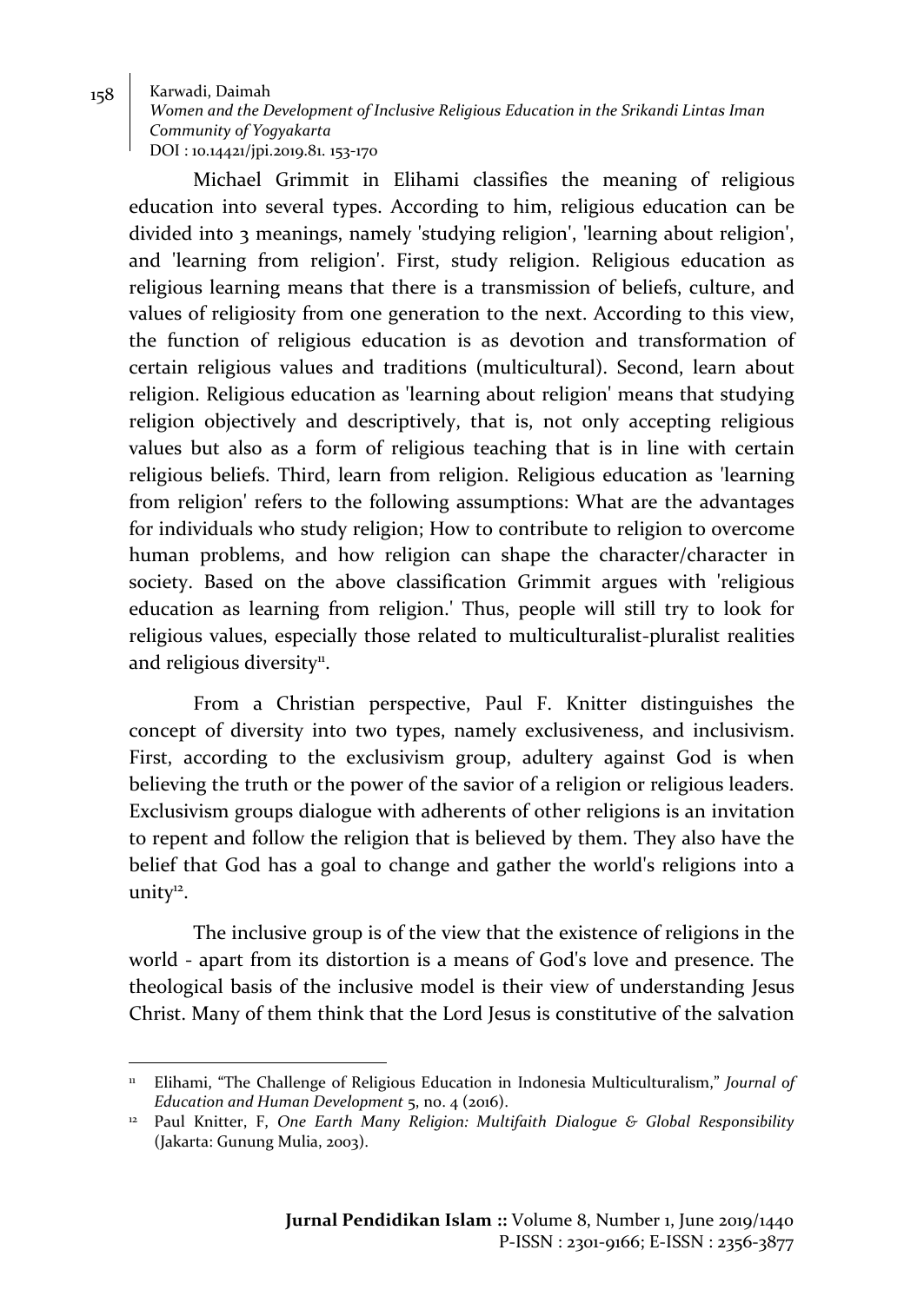Michael Grimmit in Elihami classifies the meaning of religious education into several types. According to him, religious education can be divided into 3 meanings, namely 'studying religion', 'learning about religion', and 'learning from religion'. First, study religion. Religious education as religious learning means that there is a transmission of beliefs, culture, and values of religiosity from one generation to the next. According to this view, the function of religious education is as devotion and transformation of certain religious values and traditions (multicultural). Second, learn about religion. Religious education as 'learning about religion' means that studying religion objectively and descriptively, that is, not only accepting religious values but also as a form of religious teaching that is in line with certain religious beliefs. Third, learn from religion. Religious education as 'learning from religion' refers to the following assumptions: What are the advantages for individuals who study religion; How to contribute to religion to overcome human problems, and how religion can shape the character/character in society. Based on the above classification Grimmit argues with 'religious education as learning from religion.' Thus, people will still try to look for religious values, especially those related to multiculturalist-pluralist realities and religious diversity[11].

From a Christian perspective, Paul F. Knitter distinguishes the concept of diversity into two types, namely exclusiveness, and inclusivism. First, according to the exclusivism group, adultery against God is when believing the truth or the power of the savior of a religion or religious leaders. Exclusivism groups dialogue with adherents of other religions is an invitation to repent and follow the religion that is believed by them. They also have the belief that God has a goal to change and gather the world's religions into a unity[12].

The inclusive group is of the view that the existence of religions in the world - apart from its distortion is a means of God's love and presence. The theological basis of the inclusive model is their view of understanding Jesus Christ. Many of them think that the Lord Jesus is constitutive of the salvation

---

[11] Elihami, "The Challenge of Religious Education in Indonesia Multiculturalism," *Journal of Education and Human Development* 5, no. 4 (2016).

[12] Paul Knitter, F, *One Earth Many Religion: Multifaith Dialogue & Global Responsibility* (Jakarta: Gunung Mulia, 2003).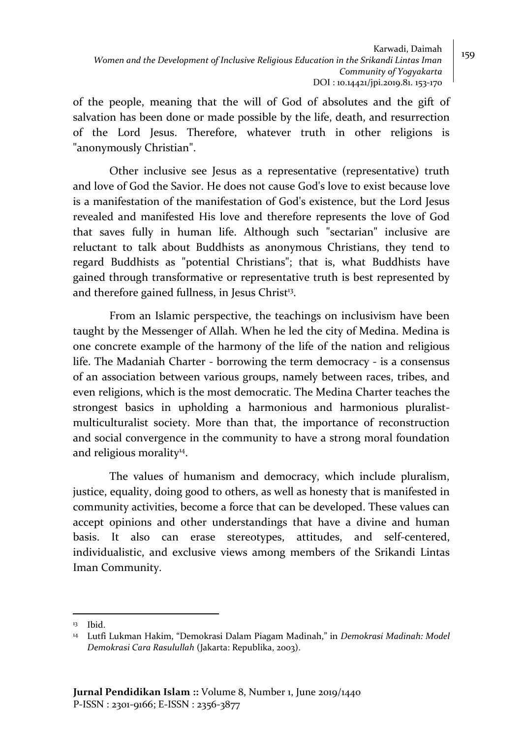of the people, meaning that the will of God of absolutes and the gift of salvation has been done or made possible by the life, death, and resurrection of the Lord Jesus. Therefore, whatever truth in other religions is "anonymously Christian".

Other inclusive see Jesus as a representative (representative) truth and love of God the Savior. He does not cause God's love to exist because love is a manifestation of the manifestation of God's existence, but the Lord Jesus revealed and manifested His love and therefore represents the love of God that saves fully in human life. Although such "sectarian" inclusive are reluctant to talk about Buddhists as anonymous Christians, they tend to regard Buddhists as "potential Christians"; that is, what Buddhists have gained through transformative or representative truth is best represented by and therefore gained fullness, in Jesus Christ[13].

From an Islamic perspective, the teachings on inclusivism have been taught by the Messenger of Allah. When he led the city of Medina. Medina is one concrete example of the harmony of the life of the nation and religious life. The Madaniah Charter - borrowing the term democracy - is a consensus of an association between various groups, namely between races, tribes, and even religions, which is the most democratic. The Medina Charter teaches the strongest basics in upholding a harmonious and harmonious pluralist-multiculturalist society. More than that, the importance of reconstruction and social convergence in the community to have a strong moral foundation and religious morality[14].

The values of humanism and democracy, which include pluralism, justice, equality, doing good to others, as well as honesty that is manifested in community activities, become a force that can be developed. These values can accept opinions and other understandings that have a divine and human basis. It also can erase stereotypes, attitudes, and self-centered, individualistic, and exclusive views among members of the Srikandi Lintas Iman Community.

---

[13] Ibid.

[14] Lutfi Lukman Hakim, "Demokrasi Dalam Piagam Madinah," in *Demokrasi Madinah: Model Demokrasi Cara Rasulullah* (Jakarta: Republika, 2003).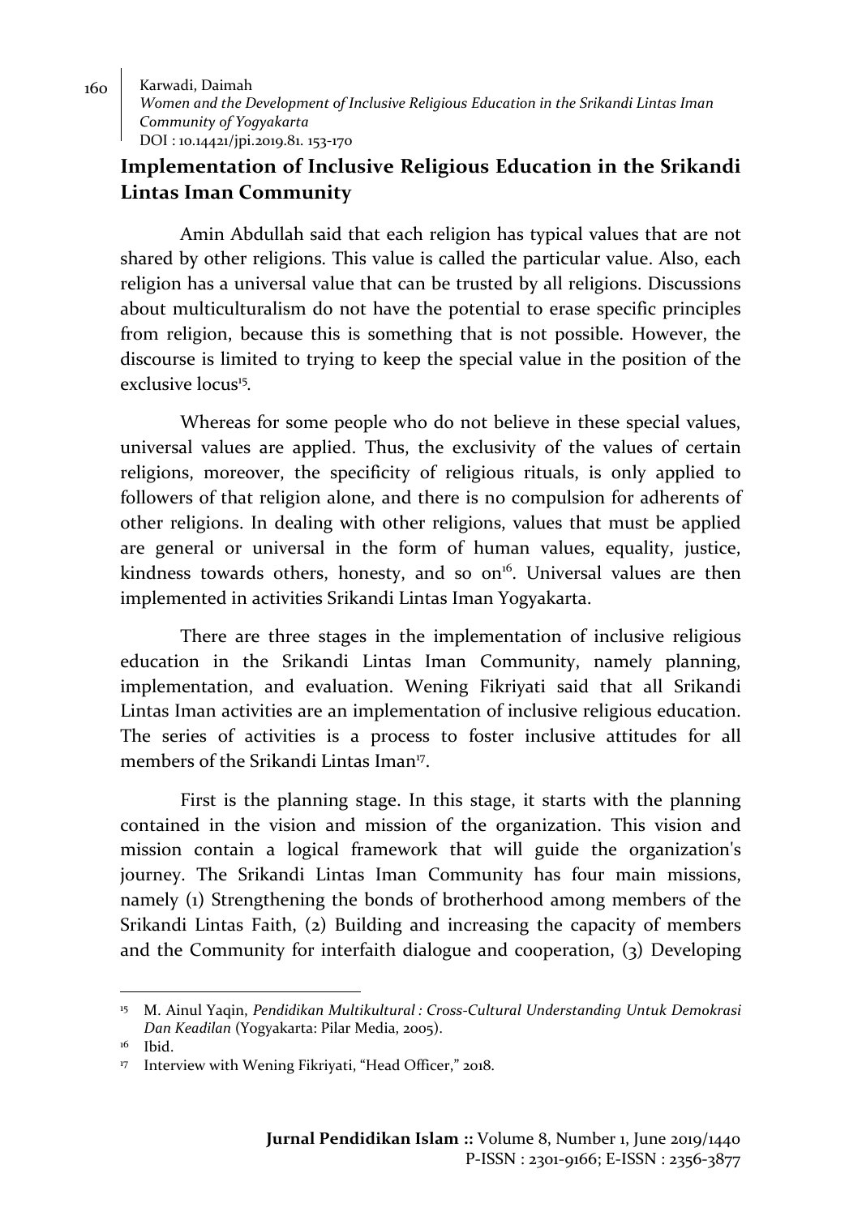## Implementation of Inclusive Religious Education in the Srikandi Lintas Iman Community

Amin Abdullah said that each religion has typical values that are not shared by other religions. This value is called the particular value. Also, each religion has a universal value that can be trusted by all religions. Discussions about multiculturalism do not have the potential to erase specific principles from religion, because this is something that is not possible. However, the discourse is limited to trying to keep the special value in the position of the exclusive locus[15].

Whereas for some people who do not believe in these special values, universal values are applied. Thus, the exclusivity of the values of certain religions, moreover, the specificity of religious rituals, is only applied to followers of that religion alone, and there is no compulsion for adherents of other religions. In dealing with other religions, values that must be applied are general or universal in the form of human values, equality, justice, kindness towards others, honesty, and so on[16]. Universal values are then implemented in activities Srikandi Lintas Iman Yogyakarta.

There are three stages in the implementation of inclusive religious education in the Srikandi Lintas Iman Community, namely planning, implementation, and evaluation. Wening Fikriyati said that all Srikandi Lintas Iman activities are an implementation of inclusive religious education. The series of activities is a process to foster inclusive attitudes for all members of the Srikandi Lintas Iman[17].

First is the planning stage. In this stage, it starts with the planning contained in the vision and mission of the organization. This vision and mission contain a logical framework that will guide the organization's journey. The Srikandi Lintas Iman Community has four main missions, namely (1) Strengthening the bonds of brotherhood among members of the Srikandi Lintas Faith, (2) Building and increasing the capacity of members and the Community for interfaith dialogue and cooperation, (3) Developing

---

[15] M. Ainul Yaqin, *Pendidikan Multikultural : Cross-Cultural Understanding Untuk Demokrasi Dan Keadilan* (Yogyakarta: Pilar Media, 2005).

[16] Ibid.

[17] Interview with Wening Fikriyati, "Head Officer," 2018.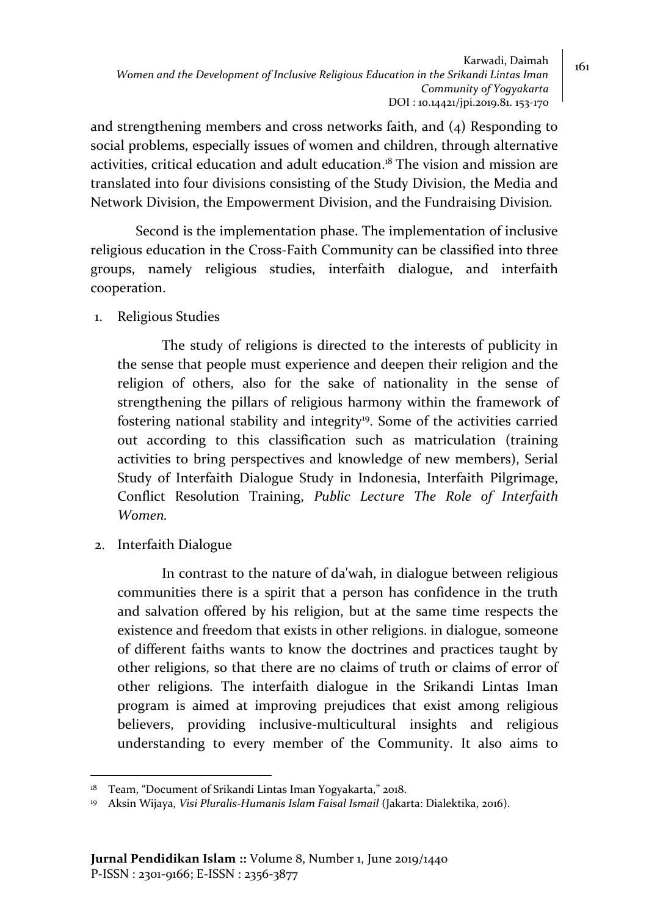and strengthening members and cross networks faith, and (4) Responding to social problems, especially issues of women and children, through alternative activities, critical education and adult education.[18] The vision and mission are translated into four divisions consisting of the Study Division, the Media and Network Division, the Empowerment Division, and the Fundraising Division.

Second is the implementation phase. The implementation of inclusive religious education in the Cross-Faith Community can be classified into three groups, namely religious studies, interfaith dialogue, and interfaith cooperation.

1. Religious Studies

   The study of religions is directed to the interests of publicity in the sense that people must experience and deepen their religion and the religion of others, also for the sake of nationality in the sense of strengthening the pillars of religious harmony within the framework of fostering national stability and integrity[19]. Some of the activities carried out according to this classification such as matriculation (training activities to bring perspectives and knowledge of new members), Serial Study of Interfaith Dialogue Study in Indonesia, Interfaith Pilgrimage, Conflict Resolution Training, *Public Lecture The Role of Interfaith Women.*

2. Interfaith Dialogue

   In contrast to the nature of da'wah, in dialogue between religious communities there is a spirit that a person has confidence in the truth and salvation offered by his religion, but at the same time respects the existence and freedom that exists in other religions. in dialogue, someone of different faiths wants to know the doctrines and practices taught by other religions, so that there are no claims of truth or claims of error of other religions. The interfaith dialogue in the Srikandi Lintas Iman program is aimed at improving prejudices that exist among religious believers, providing inclusive-multicultural insights and religious understanding to every member of the Community. It also aims to

---

[18] Team, "Document of Srikandi Lintas Iman Yogyakarta," 2018.

[19] Aksin Wijaya, *Visi Pluralis-Humanis Islam Faisal Ismail* (Jakarta: Dialektika, 2016).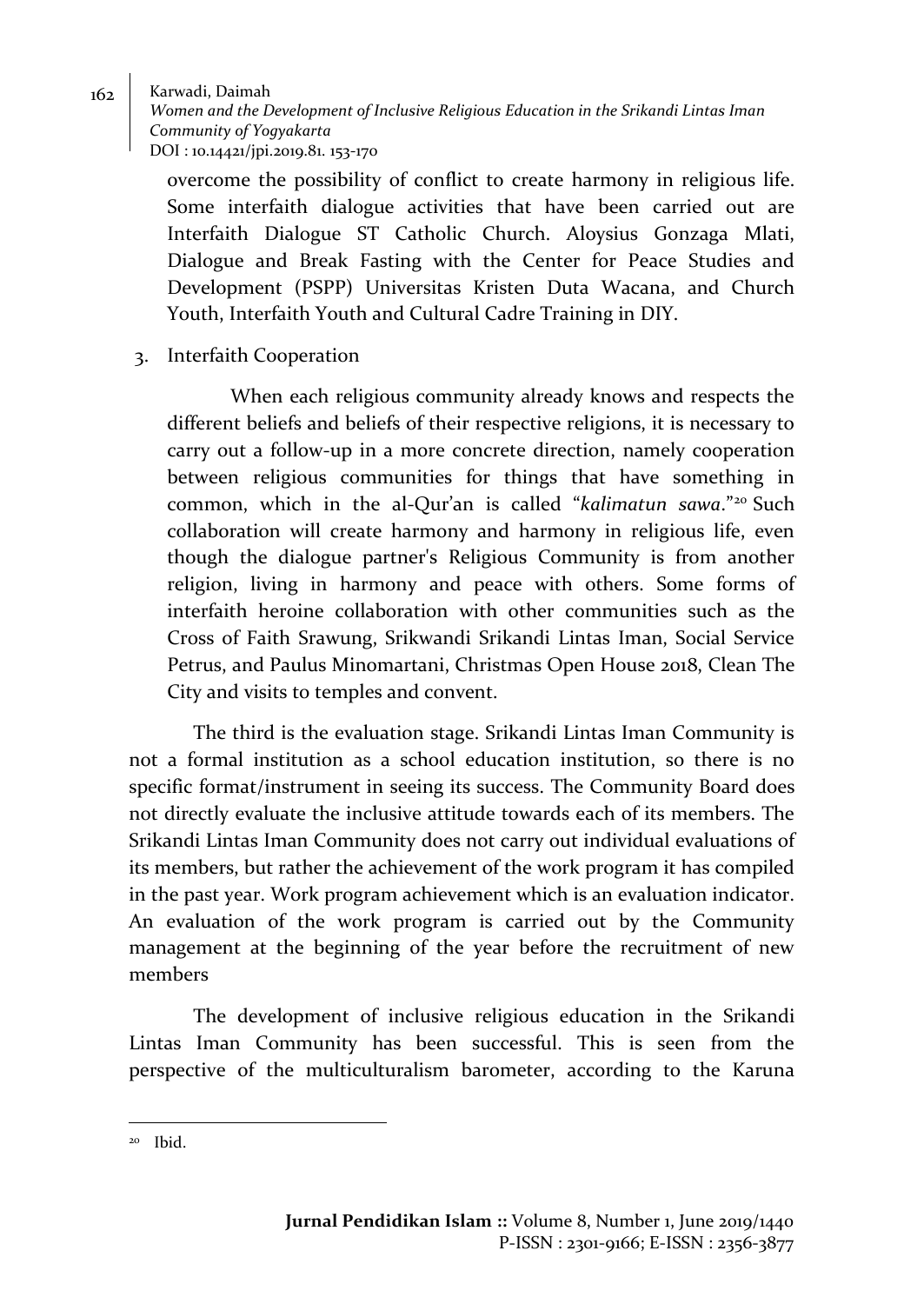overcome the possibility of conflict to create harmony in religious life. Some interfaith dialogue activities that have been carried out are Interfaith Dialogue ST Catholic Church. Aloysius Gonzaga Mlati, Dialogue and Break Fasting with the Center for Peace Studies and Development (PSPP) Universitas Kristen Duta Wacana, and Church Youth, Interfaith Youth and Cultural Cadre Training in DIY.

3. Interfaith Cooperation

   When each religious community already knows and respects the different beliefs and beliefs of their respective religions, it is necessary to carry out a follow-up in a more concrete direction, namely cooperation between religious communities for things that have something in common, which in the al-Qur'an is called "*kalimatun sawa*."[20] Such collaboration will create harmony and harmony in religious life, even though the dialogue partner's Religious Community is from another religion, living in harmony and peace with others. Some forms of interfaith heroine collaboration with other communities such as the Cross of Faith Srawung, Srikwandi Srikandi Lintas Iman, Social Service Petrus, and Paulus Minomartani, Christmas Open House 2018, Clean The City and visits to temples and convent.

The third is the evaluation stage. Srikandi Lintas Iman Community is not a formal institution as a school education institution, so there is no specific format/instrument in seeing its success. The Community Board does not directly evaluate the inclusive attitude towards each of its members. The Srikandi Lintas Iman Community does not carry out individual evaluations of its members, but rather the achievement of the work program it has compiled in the past year. Work program achievement which is an evaluation indicator. An evaluation of the work program is carried out by the Community management at the beginning of the year before the recruitment of new members

The development of inclusive religious education in the Srikandi Lintas Iman Community has been successful. This is seen from the perspective of the multiculturalism barometer, according to the Karuna

---

[20] Ibid.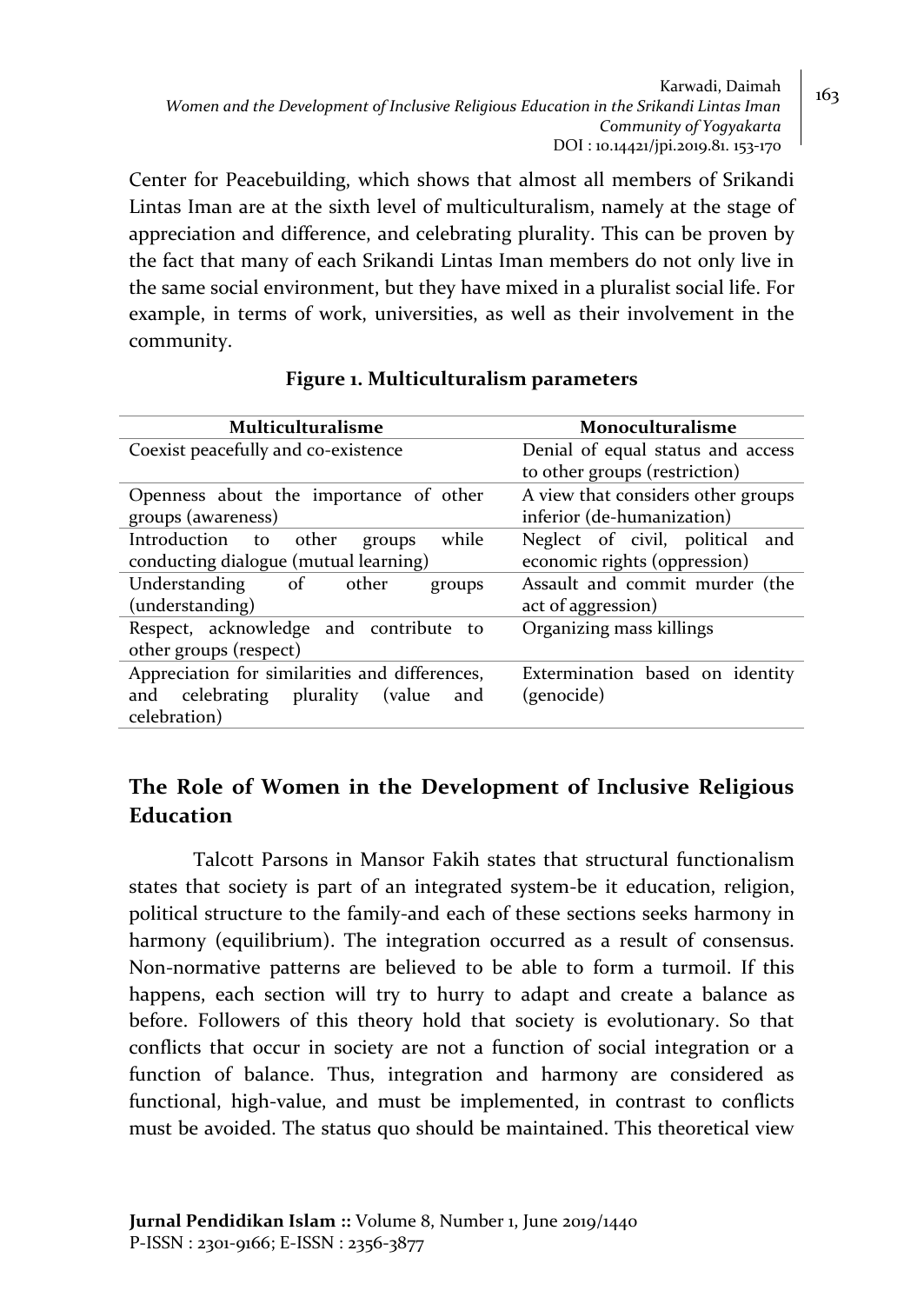Center for Peacebuilding, which shows that almost all members of Srikandi Lintas Iman are at the sixth level of multiculturalism, namely at the stage of appreciation and difference, and celebrating plurality. This can be proven by the fact that many of each Srikandi Lintas Iman members do not only live in the same social environment, but they have mixed in a pluralist social life. For example, in terms of work, universities, as well as their involvement in the community.

**Figure 1. Multiculturalism parameters**

| Multiculturalisme | Monoculturalisme |
|---|---|
| Coexist peacefully and co-existence | Denial of equal status and access to other groups (restriction) |
| Openness about the importance of other groups (awareness) | A view that considers other groups inferior (de-humanization) |
| Introduction to other groups while conducting dialogue (mutual learning) | Neglect of civil, political and economic rights (oppression) |
| Understanding of other groups (understanding) | Assault and commit murder (the act of aggression) |
| Respect, acknowledge and contribute to other groups (respect) | Organizing mass killings |
| Appreciation for similarities and differences, and celebrating plurality (value and celebration) | Extermination based on identity (genocide) |

## The Role of Women in the Development of Inclusive Religious Education

Talcott Parsons in Mansor Fakih states that structural functionalism states that society is part of an integrated system-be it education, religion, political structure to the family-and each of these sections seeks harmony in harmony (equilibrium). The integration occurred as a result of consensus. Non-normative patterns are believed to be able to form a turmoil. If this happens, each section will try to hurry to adapt and create a balance as before. Followers of this theory hold that society is evolutionary. So that conflicts that occur in society are not a function of social integration or a function of balance. Thus, integration and harmony are considered as functional, high-value, and must be implemented, in contrast to conflicts must be avoided. The status quo should be maintained. This theoretical view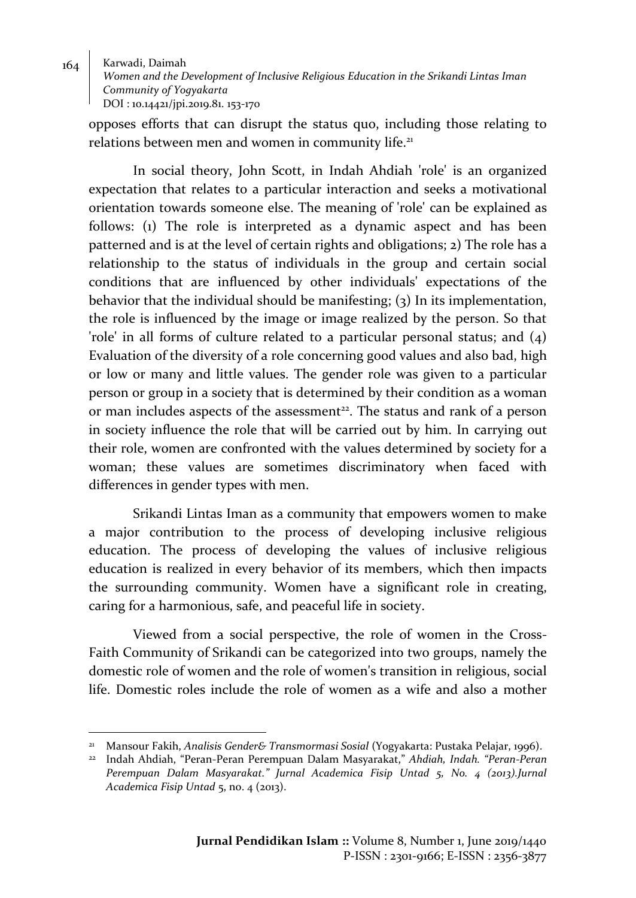opposes efforts that can disrupt the status quo, including those relating to relations between men and women in community life.[21]

In social theory, John Scott, in Indah Ahdiah 'role' is an organized expectation that relates to a particular interaction and seeks a motivational orientation towards someone else. The meaning of 'role' can be explained as follows: (1) The role is interpreted as a dynamic aspect and has been patterned and is at the level of certain rights and obligations; 2) The role has a relationship to the status of individuals in the group and certain social conditions that are influenced by other individuals' expectations of the behavior that the individual should be manifesting; (3) In its implementation, the role is influenced by the image or image realized by the person. So that 'role' in all forms of culture related to a particular personal status; and (4) Evaluation of the diversity of a role concerning good values and also bad, high or low or many and little values. The gender role was given to a particular person or group in a society that is determined by their condition as a woman or man includes aspects of the assessment[22]. The status and rank of a person in society influence the role that will be carried out by him. In carrying out their role, women are confronted with the values determined by society for a woman; these values are sometimes discriminatory when faced with differences in gender types with men.

Srikandi Lintas Iman as a community that empowers women to make a major contribution to the process of developing inclusive religious education. The process of developing the values of inclusive religious education is realized in every behavior of its members, which then impacts the surrounding community. Women have a significant role in creating, caring for a harmonious, safe, and peaceful life in society.

Viewed from a social perspective, the role of women in the Cross-Faith Community of Srikandi can be categorized into two groups, namely the domestic role of women and the role of women's transition in religious, social life. Domestic roles include the role of women as a wife and also a mother

---

[21] Mansour Fakih, *Analisis Gender& Transmormasi Sosial* (Yogyakarta: Pustaka Pelajar, 1996).

[22] Indah Ahdiah, "Peran-Peran Perempuan Dalam Masyarakat," *Ahdiah, Indah. "Peran-Peran Perempuan Dalam Masyarakat." Jurnal Academica Fisip Untad 5, No. 4 (2013).Jurnal Academica Fisip Untad* 5, no. 4 (2013).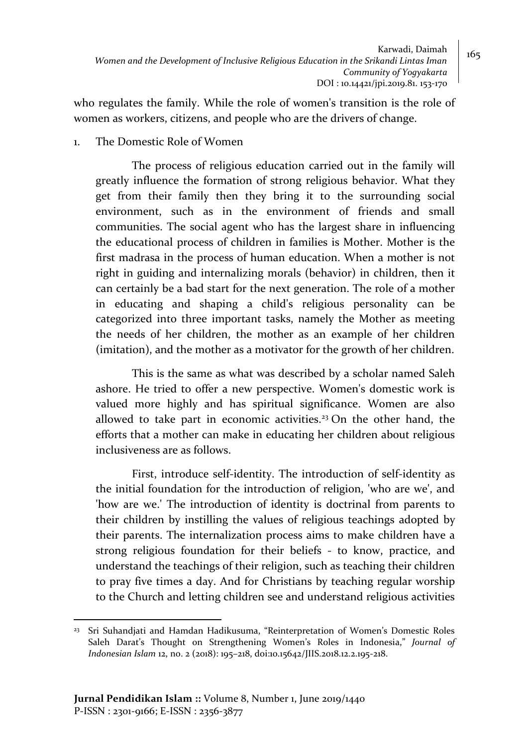who regulates the family. While the role of women's transition is the role of women as workers, citizens, and people who are the drivers of change.

1. The Domestic Role of Women

   The process of religious education carried out in the family will greatly influence the formation of strong religious behavior. What they get from their family then they bring it to the surrounding social environment, such as in the environment of friends and small communities. The social agent who has the largest share in influencing the educational process of children in families is Mother. Mother is the first madrasa in the process of human education. When a mother is not right in guiding and internalizing morals (behavior) in children, then it can certainly be a bad start for the next generation. The role of a mother in educating and shaping a child's religious personality can be categorized into three important tasks, namely the Mother as meeting the needs of her children, the mother as an example of her children (imitation), and the mother as a motivator for the growth of her children.

   This is the same as what was described by a scholar named Saleh ashore. He tried to offer a new perspective. Women's domestic work is valued more highly and has spiritual significance. Women are also allowed to take part in economic activities.[23] On the other hand, the efforts that a mother can make in educating her children about religious inclusiveness are as follows.

   First, introduce self-identity. The introduction of self-identity as the initial foundation for the introduction of religion, 'who are we', and 'how are we.' The introduction of identity is doctrinal from parents to their children by instilling the values of religious teachings adopted by their parents. The internalization process aims to make children have a strong religious foundation for their beliefs - to know, practice, and understand the teachings of their religion, such as teaching their children to pray five times a day. And for Christians by teaching regular worship to the Church and letting children see and understand religious activities

---

[23] Sri Suhandjati and Hamdan Hadikusuma, "Reinterpretation of Women's Domestic Roles Saleh Darat's Thought on Strengthening Women's Roles in Indonesia," *Journal of Indonesian Islam* 12, no. 2 (2018): 195–218, doi:10.15642/JIIS.2018.12.2.195-218.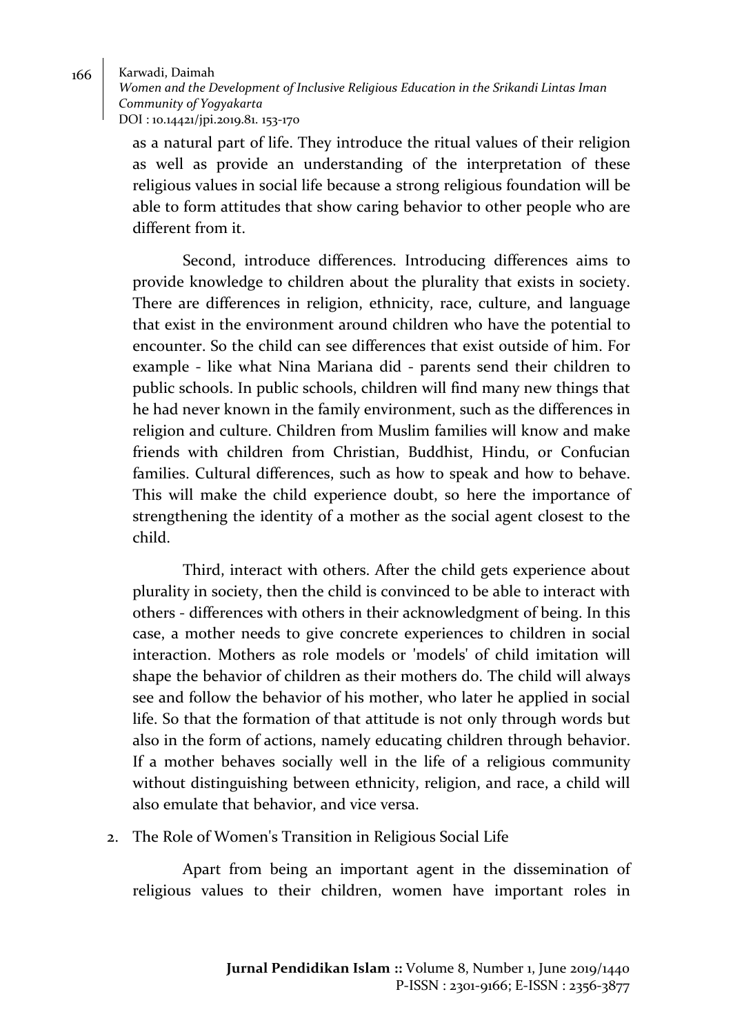as a natural part of life. They introduce the ritual values of their religion as well as provide an understanding of the interpretation of these religious values in social life because a strong religious foundation will be able to form attitudes that show caring behavior to other people who are different from it.

Second, introduce differences. Introducing differences aims to provide knowledge to children about the plurality that exists in society. There are differences in religion, ethnicity, race, culture, and language that exist in the environment around children who have the potential to encounter. So the child can see differences that exist outside of him. For example - like what Nina Mariana did - parents send their children to public schools. In public schools, children will find many new things that he had never known in the family environment, such as the differences in religion and culture. Children from Muslim families will know and make friends with children from Christian, Buddhist, Hindu, or Confucian families. Cultural differences, such as how to speak and how to behave. This will make the child experience doubt, so here the importance of strengthening the identity of a mother as the social agent closest to the child.

Third, interact with others. After the child gets experience about plurality in society, then the child is convinced to be able to interact with others - differences with others in their acknowledgment of being. In this case, a mother needs to give concrete experiences to children in social interaction. Mothers as role models or 'models' of child imitation will shape the behavior of children as their mothers do. The child will always see and follow the behavior of his mother, who later he applied in social life. So that the formation of that attitude is not only through words but also in the form of actions, namely educating children through behavior. If a mother behaves socially well in the life of a religious community without distinguishing between ethnicity, religion, and race, a child will also emulate that behavior, and vice versa.

2. The Role of Women's Transition in Religious Social Life

Apart from being an important agent in the dissemination of religious values to their children, women have important roles in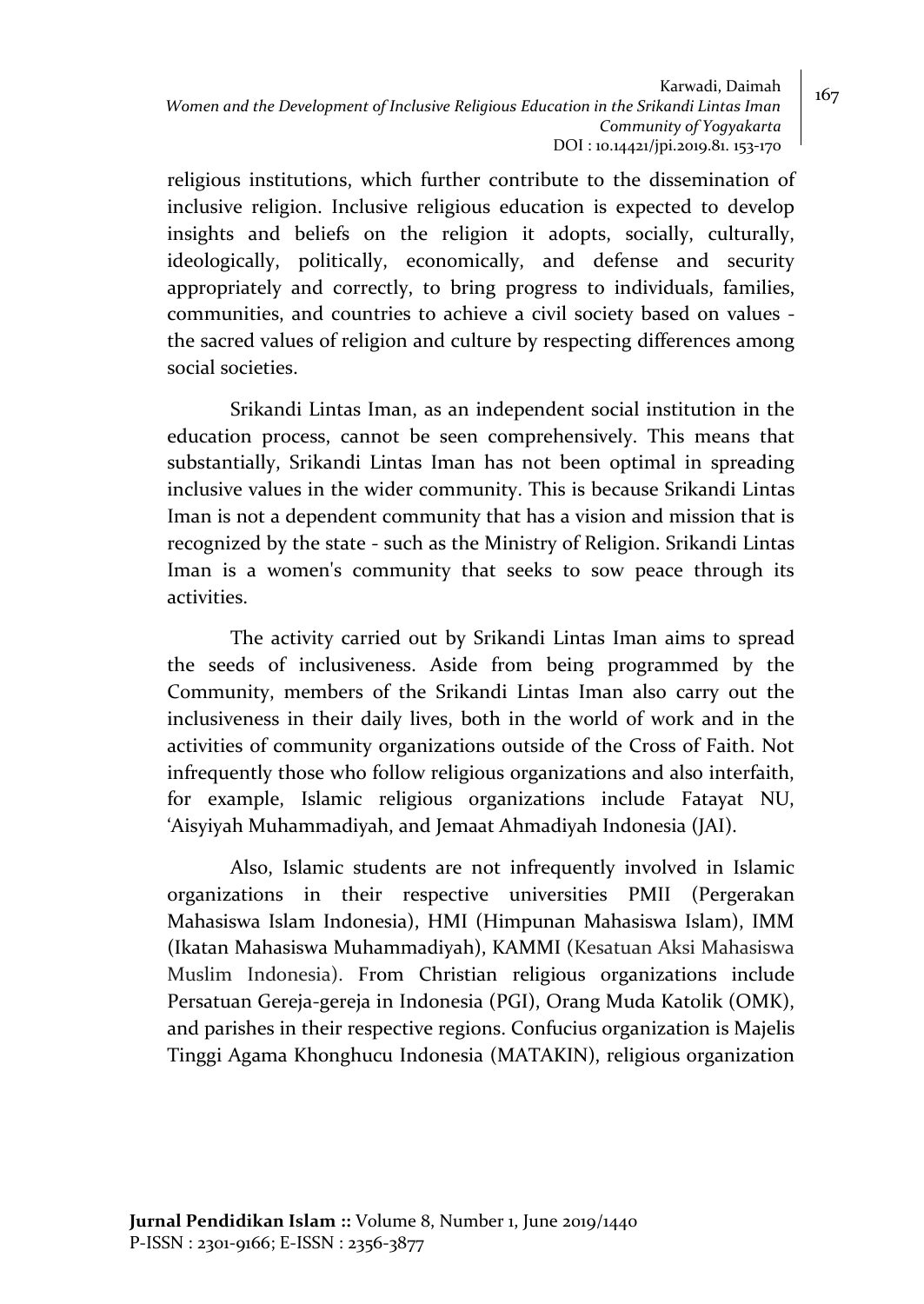religious institutions, which further contribute to the dissemination of inclusive religion. Inclusive religious education is expected to develop insights and beliefs on the religion it adopts, socially, culturally, ideologically, politically, economically, and defense and security appropriately and correctly, to bring progress to individuals, families, communities, and countries to achieve a civil society based on values - the sacred values of religion and culture by respecting differences among social societies.

Srikandi Lintas Iman, as an independent social institution in the education process, cannot be seen comprehensively. This means that substantially, Srikandi Lintas Iman has not been optimal in spreading inclusive values in the wider community. This is because Srikandi Lintas Iman is not a dependent community that has a vision and mission that is recognized by the state - such as the Ministry of Religion. Srikandi Lintas Iman is a women's community that seeks to sow peace through its activities.

The activity carried out by Srikandi Lintas Iman aims to spread the seeds of inclusiveness. Aside from being programmed by the Community, members of the Srikandi Lintas Iman also carry out the inclusiveness in their daily lives, both in the world of work and in the activities of community organizations outside of the Cross of Faith. Not infrequently those who follow religious organizations and also interfaith, for example, Islamic religious organizations include Fatayat NU, 'Aisyiyah Muhammadiyah, and Jemaat Ahmadiyah Indonesia (JAI).

Also, Islamic students are not infrequently involved in Islamic organizations in their respective universities PMII (Pergerakan Mahasiswa Islam Indonesia), HMI (Himpunan Mahasiswa Islam), IMM (Ikatan Mahasiswa Muhammadiyah), KAMMI (Kesatuan Aksi Mahasiswa Muslim Indonesia). From Christian religious organizations include Persatuan Gereja-gereja in Indonesia (PGI), Orang Muda Katolik (OMK), and parishes in their respective regions. Confucius organization is Majelis Tinggi Agama Khonghucu Indonesia (MATAKIN), religious organization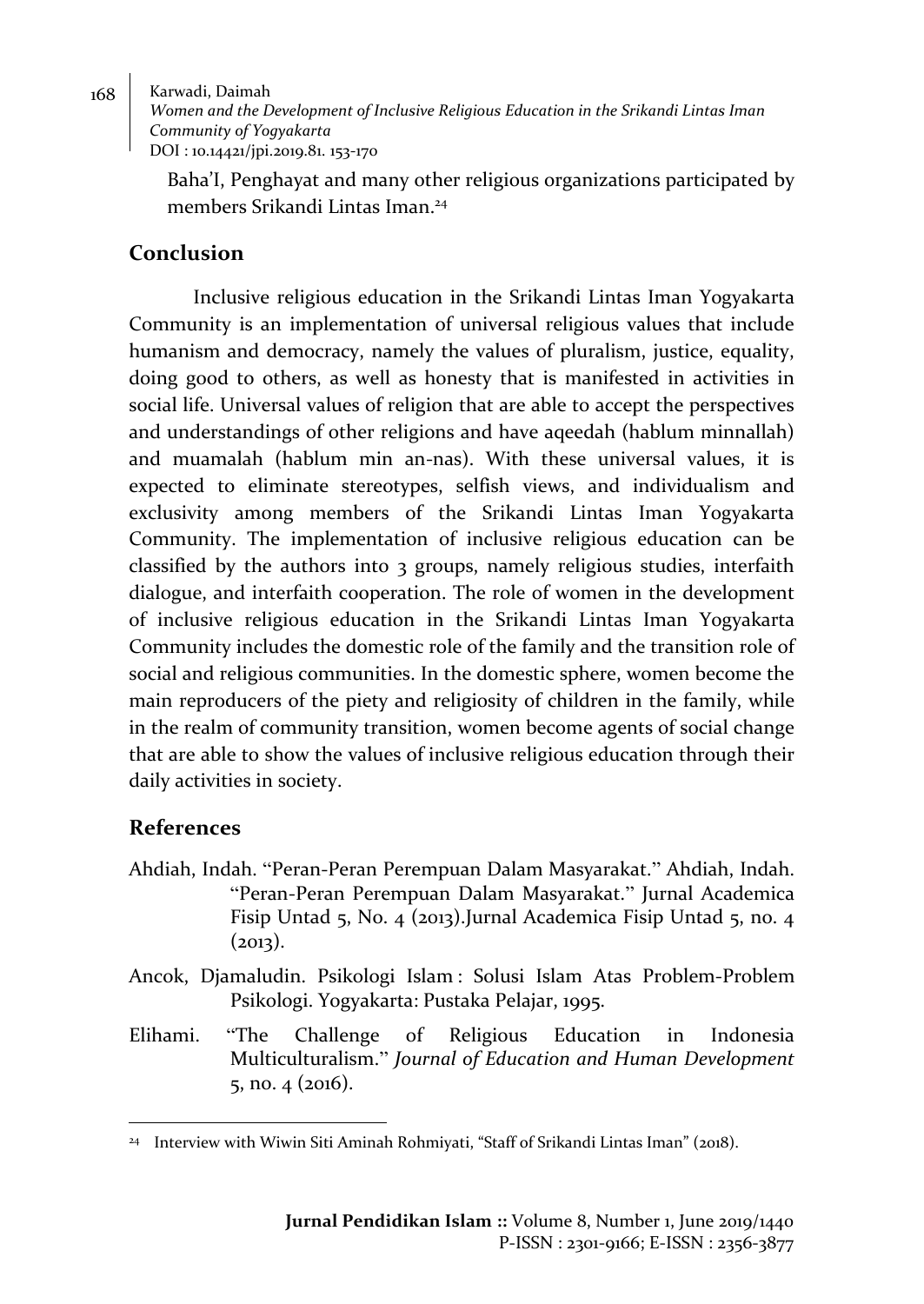Baha'I, Penghayat and many other religious organizations participated by members Srikandi Lintas Iman.[24]

## Conclusion

Inclusive religious education in the Srikandi Lintas Iman Yogyakarta Community is an implementation of universal religious values that include humanism and democracy, namely the values of pluralism, justice, equality, doing good to others, as well as honesty that is manifested in activities in social life. Universal values of religion that are able to accept the perspectives and understandings of other religions and have aqeedah (hablum minnallah) and muamalah (hablum min an-nas). With these universal values, it is expected to eliminate stereotypes, selfish views, and individualism and exclusivity among members of the Srikandi Lintas Iman Yogyakarta Community. The implementation of inclusive religious education can be classified by the authors into 3 groups, namely religious studies, interfaith dialogue, and interfaith cooperation. The role of women in the development of inclusive religious education in the Srikandi Lintas Iman Yogyakarta Community includes the domestic role of the family and the transition role of social and religious communities. In the domestic sphere, women become the main reproducers of the piety and religiosity of children in the family, while in the realm of community transition, women become agents of social change that are able to show the values of inclusive religious education through their daily activities in society.

## References

Ahdiah, Indah. "Peran-Peran Perempuan Dalam Masyarakat." Ahdiah, Indah. "Peran-Peran Perempuan Dalam Masyarakat." Jurnal Academica Fisip Untad 5, No. 4 (2013).Jurnal Academica Fisip Untad 5, no. 4 (2013).

Ancok, Djamaludin. Psikologi Islam : Solusi Islam Atas Problem-Problem Psikologi. Yogyakarta: Pustaka Pelajar, 1995.

Elihami. "The Challenge of Religious Education in Indonesia Multiculturalism." *Journal of Education and Human Development* 5, no. 4 (2016).

---

[24] Interview with Wiwin Siti Aminah Rohmiyati, "Staff of Srikandi Lintas Iman" (2018).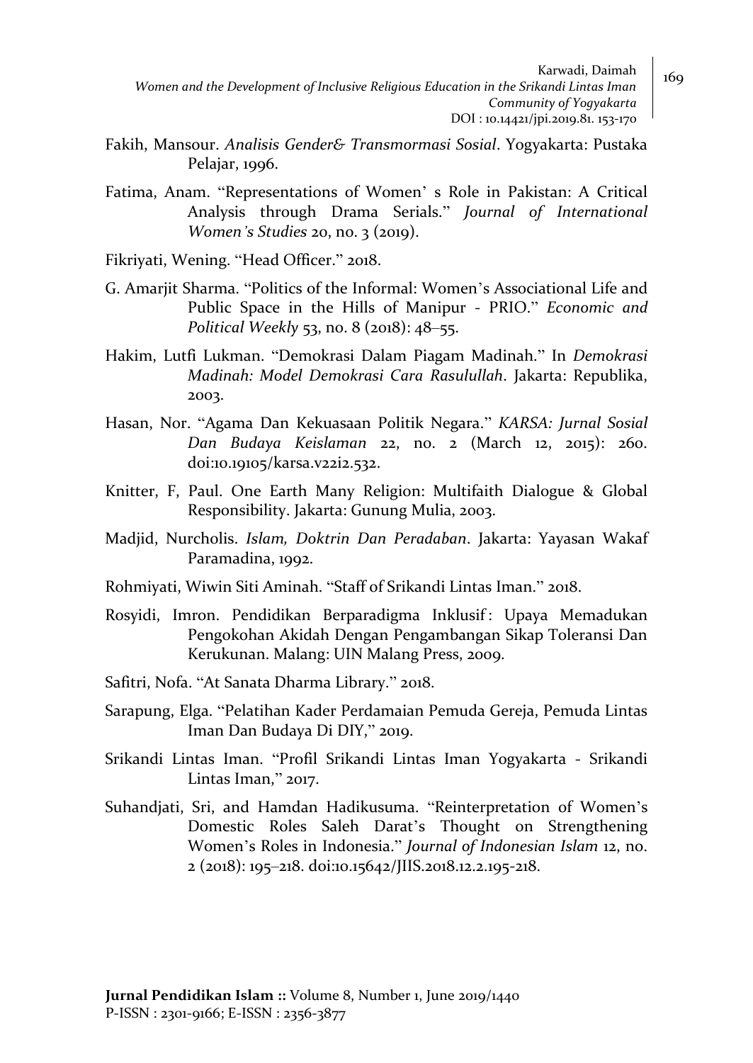Fakih, Mansour. *Analisis Gender& Transmormasi Sosial*. Yogyakarta: Pustaka Pelajar, 1996.

Fatima, Anam. "Representations of Women' s Role in Pakistan: A Critical Analysis through Drama Serials." *Journal of International Women's Studies* 20, no. 3 (2019).

Fikriyati, Wening. "Head Officer." 2018.

G. Amarjit Sharma. "Politics of the Informal: Women's Associational Life and Public Space in the Hills of Manipur - PRIO." *Economic and Political Weekly* 53, no. 8 (2018): 48–55.

Hakim, Lutfi Lukman. "Demokrasi Dalam Piagam Madinah." In *Demokrasi Madinah: Model Demokrasi Cara Rasulullah*. Jakarta: Republika, 2003.

Hasan, Nor. "Agama Dan Kekuasaan Politik Negara." *KARSA: Jurnal Sosial Dan Budaya Keislaman* 22, no. 2 (March 12, 2015): 260. doi:10.19105/karsa.v22i2.532.

Knitter, F, Paul. One Earth Many Religion: Multifaith Dialogue & Global Responsibility. Jakarta: Gunung Mulia, 2003.

Madjid, Nurcholis. *Islam, Doktrin Dan Peradaban*. Jakarta: Yayasan Wakaf Paramadina, 1992.

Rohmiyati, Wiwin Siti Aminah. "Staff of Srikandi Lintas Iman." 2018.

Rosyidi, Imron. Pendidikan Berparadigma Inklusif : Upaya Memadukan Pengokohan Akidah Dengan Pengambangan Sikap Toleransi Dan Kerukunan. Malang: UIN Malang Press, 2009.

Safitri, Nofa. "At Sanata Dharma Library." 2018.

Sarapung, Elga. "Pelatihan Kader Perdamaian Pemuda Gereja, Pemuda Lintas Iman Dan Budaya Di DIY," 2019.

Srikandi Lintas Iman. "Profil Srikandi Lintas Iman Yogyakarta - Srikandi Lintas Iman," 2017.

Suhandjati, Sri, and Hamdan Hadikusuma. "Reinterpretation of Women's Domestic Roles Saleh Darat's Thought on Strengthening Women's Roles in Indonesia." *Journal of Indonesian Islam* 12, no. 2 (2018): 195–218. doi:10.15642/JIIS.2018.12.2.195-218.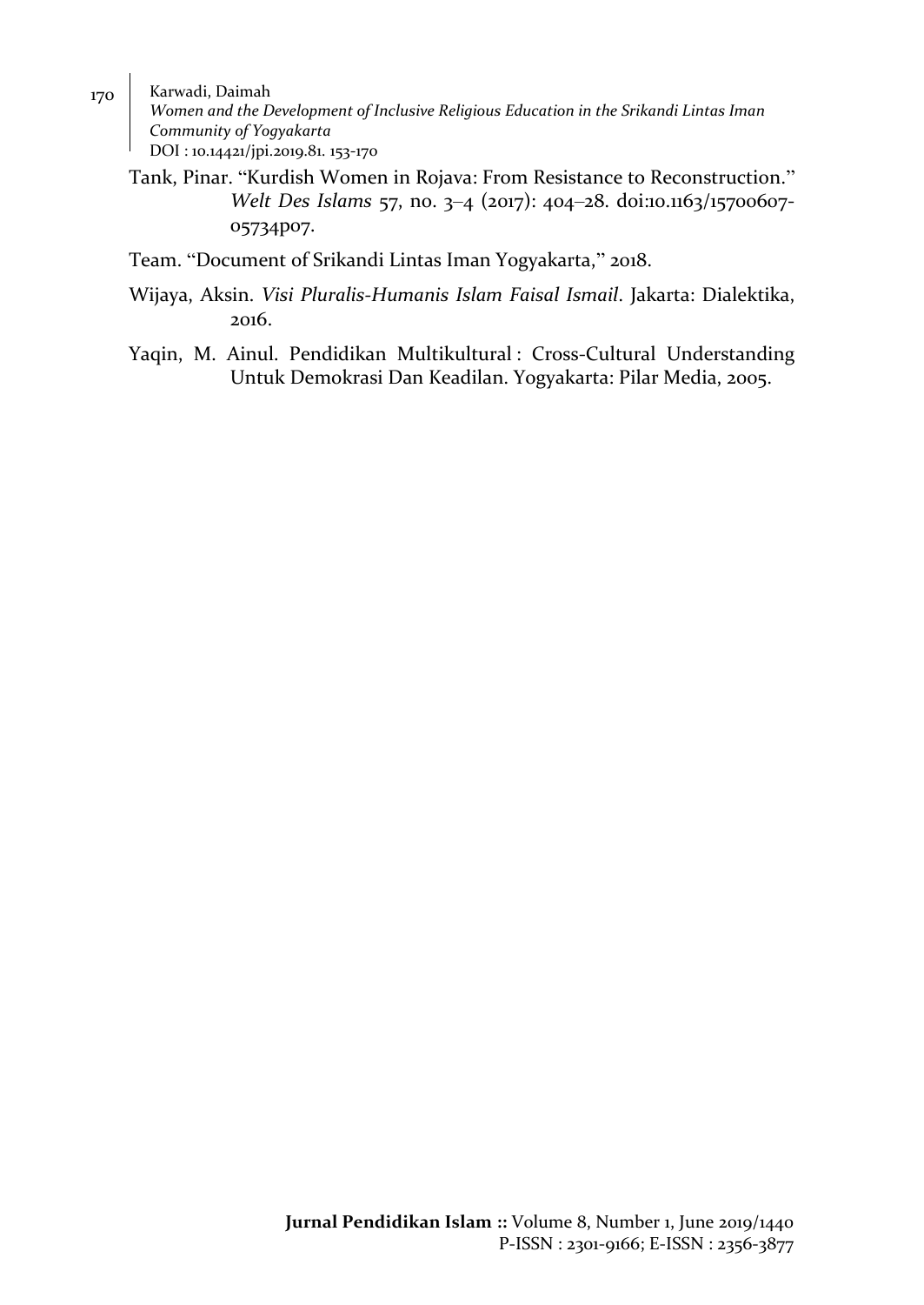Tank, Pinar. "Kurdish Women in Rojava: From Resistance to Reconstruction." *Welt Des Islams* 57, no. 3–4 (2017): 404–28. doi:10.1163/15700607-05734p07.

Team. "Document of Srikandi Lintas Iman Yogyakarta," 2018.

Wijaya, Aksin. *Visi Pluralis-Humanis Islam Faisal Ismail*. Jakarta: Dialektika, 2016.

Yaqin, M. Ainul. Pendidikan Multikultural : Cross-Cultural Understanding Untuk Demokrasi Dan Keadilan. Yogyakarta: Pilar Media, 2005.